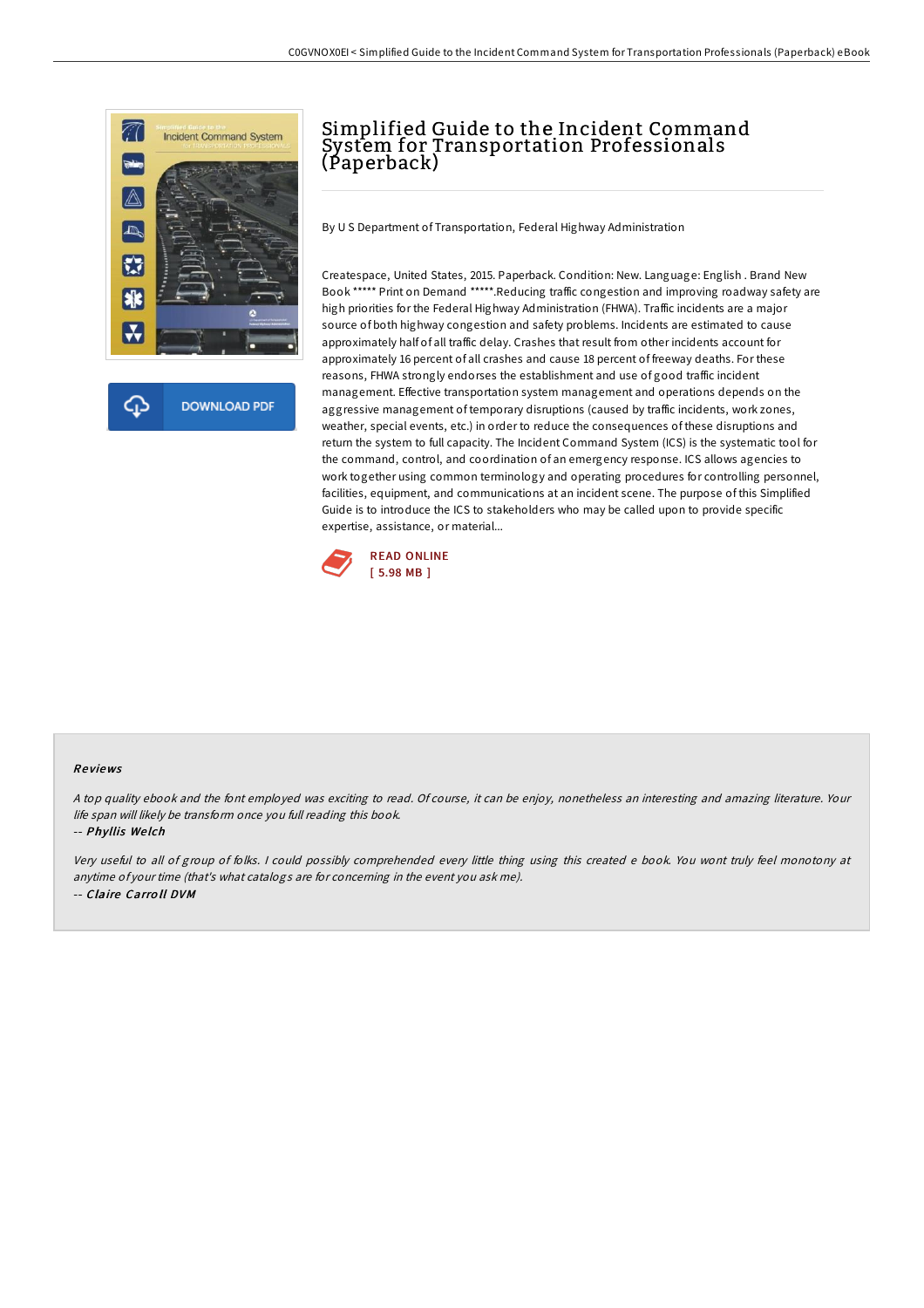# Simplified Guide to the Incident Command System for Transportation Professionals (Paperback)

DOWNLOAD PDF

By U S Department of Transportation, Federal Highway Administration

Createspace, United States, 2015. Paperback. Condition: New. Language: English . Brand New Book ***** Print on Demand *****.Reducing traffic congestion and improving roadway safety are high priorities for the Federal Highway Administration (FHWA). Traffic incidents are a major source of both highway congestion and safety problems. Incidents are estimated to cause approximately half of all traffic delay. Crashes that result from other incidents account for approximately 16 percent of all crashes and cause 18 percent of freeway deaths. For these reasons, FHWA strongly endorses the establishment and use of good traffic incident management. Effective transportation system management and operations depends on the aggressive management of temporary disruptions (caused by traffic incidents, work zones, weather, special events, etc.) in order to reduce the consequences of these disruptions and return the system to full capacity. The Incident Command System (ICS) is the systematic tool for the command, control, and coordination of an emergency response. ICS allows agencies to work together using common terminology and operating procedures for controlling personnel, facilities, equipment, and communications at an incident scene. The purpose of this Simplified Guide is to introduce the ICS to stakeholders who may be called upon to provide specific expertise, assistance, or material...

READ ONLINE
[ 5.98 MB ]

## Reviews

*A top quality ebook and the font employed was exciting to read. Of course, it can be enjoy, nonetheless an interesting and amazing literature. Your life span will likely be transform once you full reading this book.*

-- ***Phyllis Welch***

*Very useful to all of group of folks. I could possibly comprehended every little thing using this created e book. You wont truly feel monotony at anytime of your time (that's what catalogs are for concerning in the event you ask me).*

-- ***Claire Carroll DVM***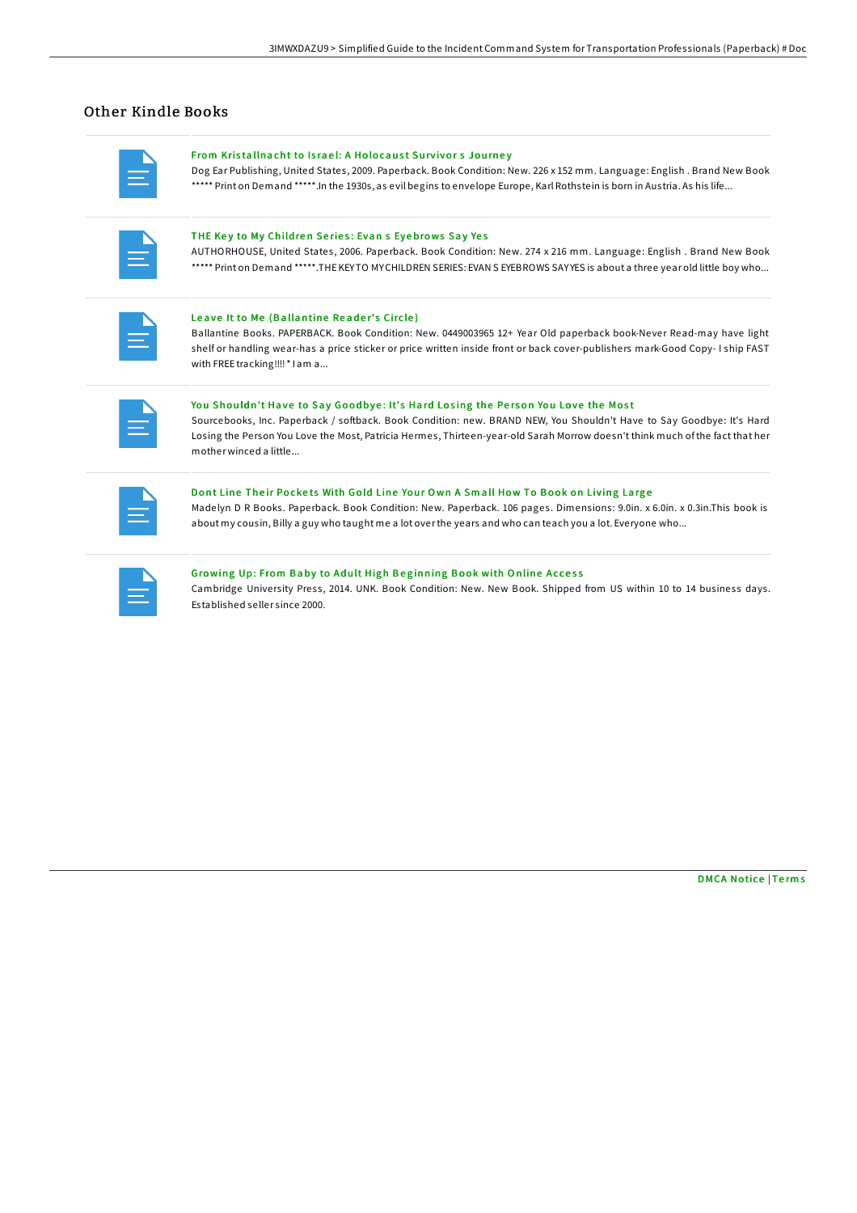## Other Kindle Books

### From Kristallnacht to Israel: A Holocaust Survivor s Journey

Dog Ear Publishing, United States, 2009. Paperback. Book Condition: New. 226 x 152 mm. Language: English . Brand New Book ***** Print on Demand *****.In the 1930s, as evil begins to envelope Europe, Karl Rothstein is born in Austria. As his life...

### THE Key to My Children Series: Evan s Eyebrows Say Yes

AUTHORHOUSE, United States, 2006. Paperback. Book Condition: New. 274 x 216 mm. Language: English . Brand New Book ***** Print on Demand *****.THE KEY TO MY CHILDREN SERIES: EVAN S EYEBROWS SAY YES is about a three year old little boy who...

### Leave It to Me (Ballantine Reader's Circle)

Ballantine Books. PAPERBACK. Book Condition: New. 0449003965 12+ Year Old paperback book-Never Read-may have light shelf or handling wear-has a price sticker or price written inside front or back cover-publishers mark-Good Copy- I ship FAST with FREE tracking!!!! * I am a...

### You Shouldn't Have to Say Goodbye: It's Hard Losing the Person You Love the Most

Sourcebooks, Inc. Paperback / softback. Book Condition: new. BRAND NEW, You Shouldn't Have to Say Goodbye: It's Hard Losing the Person You Love the Most, Patricia Hermes, Thirteen-year-old Sarah Morrow doesn't think much of the fact that her mother winced a little...

### Dont Line Their Pockets With Gold Line Your Own A Small How To Book on Living Large

Madelyn D R Books. Paperback. Book Condition: New. Paperback. 106 pages. Dimensions: 9.0in. x 6.0in. x 0.3in.This book is about my cousin, Billy a guy who taught me a lot over the years and who can teach you a lot. Everyone who...

### Growing Up: From Baby to Adult High Beginning Book with Online Access

Cambridge University Press, 2014. UNK. Book Condition: New. New Book. Shipped from US within 10 to 14 business days. Established seller since 2000.